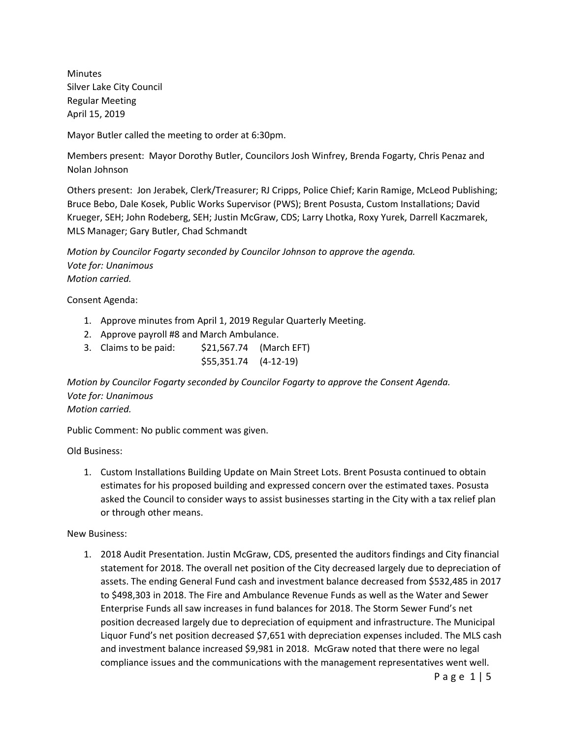Minutes
Silver Lake City Council
Regular Meeting
April 15, 2019

Mayor Butler called the meeting to order at 6:30pm.

Members present: Mayor Dorothy Butler, Councilors Josh Winfrey, Brenda Fogarty, Chris Penaz and Nolan Johnson

Others present: Jon Jerabek, Clerk/Treasurer; RJ Cripps, Police Chief; Karin Ramige, McLeod Publishing; Bruce Bebo, Dale Kosek, Public Works Supervisor (PWS); Brent Posusta, Custom Installations; David Krueger, SEH; John Rodeberg, SEH; Justin McGraw, CDS; Larry Lhotka, Roxy Yurek, Darrell Kaczmarek, MLS Manager; Gary Butler, Chad Schmandt

*Motion by Councilor Fogarty seconded by Councilor Johnson to approve the agenda.*
*Vote for: Unanimous*
*Motion carried.*

Consent Agenda:

1. Approve minutes from April 1, 2019 Regular Quarterly Meeting.
2. Approve payroll #8 and March Ambulance.
3. Claims to be paid: $21,567.74 (March EFT)
   $55,351.74 (4-12-19)

*Motion by Councilor Fogarty seconded by Councilor Fogarty to approve the Consent Agenda.*
*Vote for: Unanimous*
*Motion carried.*

Public Comment: No public comment was given.

Old Business:

1. Custom Installations Building Update on Main Street Lots. Brent Posusta continued to obtain estimates for his proposed building and expressed concern over the estimated taxes. Posusta asked the Council to consider ways to assist businesses starting in the City with a tax relief plan or through other means.

New Business:

1. 2018 Audit Presentation. Justin McGraw, CDS, presented the auditors findings and City financial statement for 2018. The overall net position of the City decreased largely due to depreciation of assets. The ending General Fund cash and investment balance decreased from $532,485 in 2017 to $498,303 in 2018. The Fire and Ambulance Revenue Funds as well as the Water and Sewer Enterprise Funds all saw increases in fund balances for 2018. The Storm Sewer Fund's net position decreased largely due to depreciation of equipment and infrastructure. The Municipal Liquor Fund's net position decreased $7,651 with depreciation expenses included. The MLS cash and investment balance increased $9,981 in 2018. McGraw noted that there were no legal compliance issues and the communications with the management representatives went well.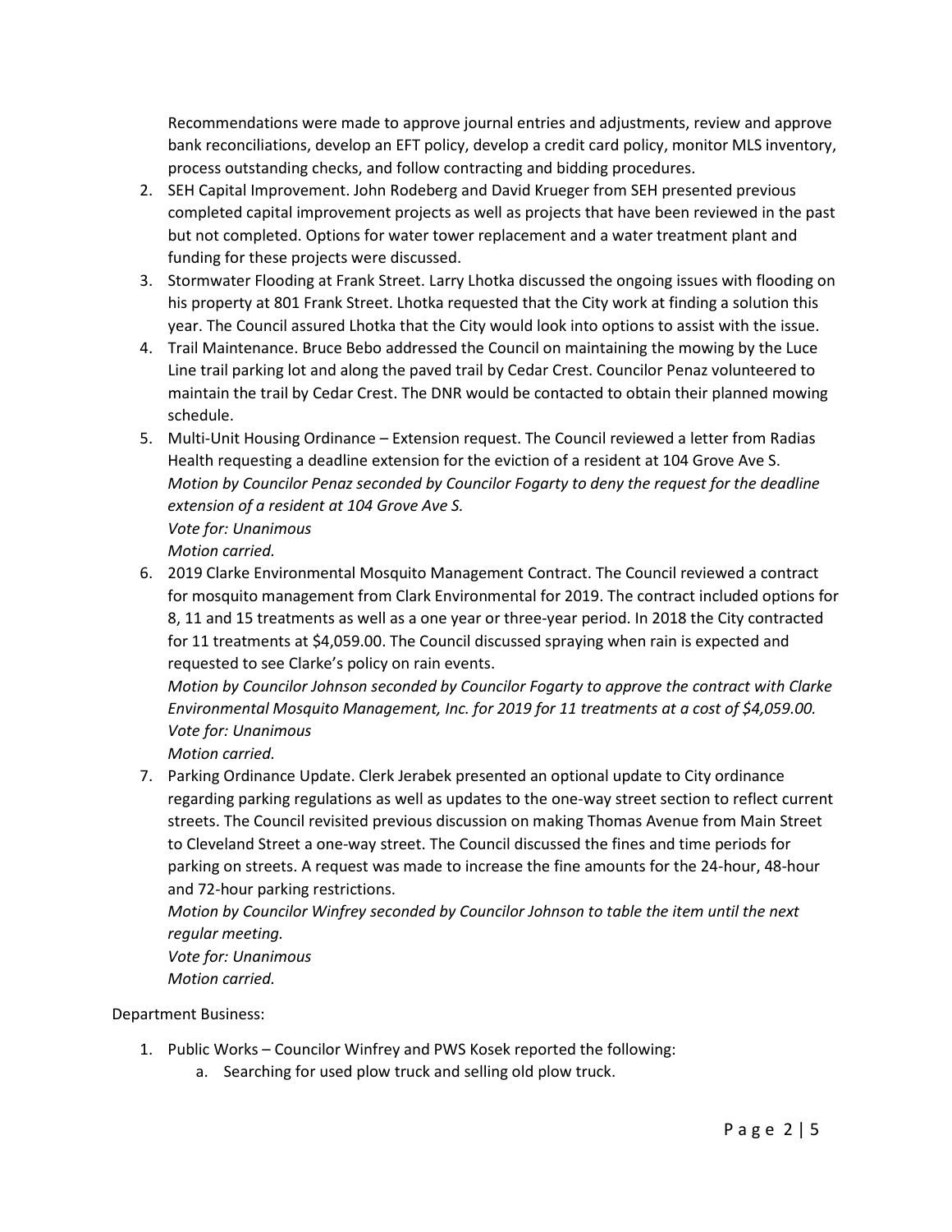Recommendations were made to approve journal entries and adjustments, review and approve bank reconciliations, develop an EFT policy, develop a credit card policy, monitor MLS inventory, process outstanding checks, and follow contracting and bidding procedures.

2. SEH Capital Improvement. John Rodeberg and David Krueger from SEH presented previous completed capital improvement projects as well as projects that have been reviewed in the past but not completed. Options for water tower replacement and a water treatment plant and funding for these projects were discussed.
3. Stormwater Flooding at Frank Street. Larry Lhotka discussed the ongoing issues with flooding on his property at 801 Frank Street. Lhotka requested that the City work at finding a solution this year. The Council assured Lhotka that the City would look into options to assist with the issue.
4. Trail Maintenance. Bruce Bebo addressed the Council on maintaining the mowing by the Luce Line trail parking lot and along the paved trail by Cedar Crest. Councilor Penaz volunteered to maintain the trail by Cedar Crest. The DNR would be contacted to obtain their planned mowing schedule.
5. Multi-Unit Housing Ordinance – Extension request. The Council reviewed a letter from Radias Health requesting a deadline extension for the eviction of a resident at 104 Grove Ave S.
   *Motion by Councilor Penaz seconded by Councilor Fogarty to deny the request for the deadline extension of a resident at 104 Grove Ave S.*
   *Vote for: Unanimous*
   *Motion carried.*
6. 2019 Clarke Environmental Mosquito Management Contract. The Council reviewed a contract for mosquito management from Clark Environmental for 2019. The contract included options for 8, 11 and 15 treatments as well as a one year or three-year period. In 2018 the City contracted for 11 treatments at $4,059.00. The Council discussed spraying when rain is expected and requested to see Clarke's policy on rain events.
   *Motion by Councilor Johnson seconded by Councilor Fogarty to approve the contract with Clarke Environmental Mosquito Management, Inc. for 2019 for 11 treatments at a cost of $4,059.00.*
   *Vote for: Unanimous*
   *Motion carried.*
7. Parking Ordinance Update. Clerk Jerabek presented an optional update to City ordinance regarding parking regulations as well as updates to the one-way street section to reflect current streets. The Council revisited previous discussion on making Thomas Avenue from Main Street to Cleveland Street a one-way street. The Council discussed the fines and time periods for parking on streets. A request was made to increase the fine amounts for the 24-hour, 48-hour and 72-hour parking restrictions.
   *Motion by Councilor Winfrey seconded by Councilor Johnson to table the item until the next regular meeting.*
   *Vote for: Unanimous*
   *Motion carried.*

Department Business:

1. Public Works – Councilor Winfrey and PWS Kosek reported the following:
   a. Searching for used plow truck and selling old plow truck.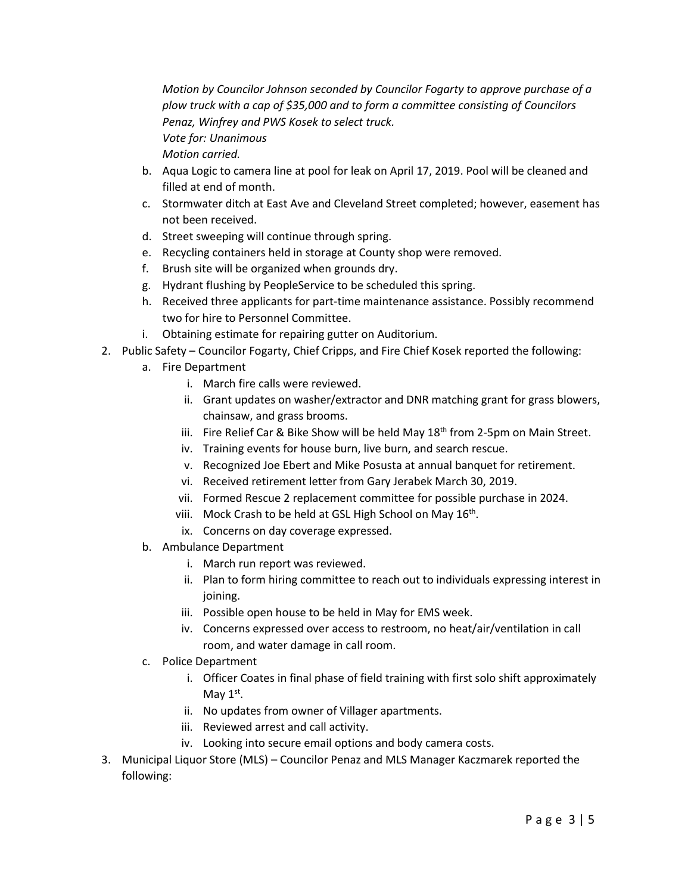*Motion by Councilor Johnson seconded by Councilor Fogarty to approve purchase of a plow truck with a cap of $35,000 and to form a committee consisting of Councilors Penaz, Winfrey and PWS Kosek to select truck.*
*Vote for: Unanimous*
*Motion carried.*

b. Aqua Logic to camera line at pool for leak on April 17, 2019. Pool will be cleaned and filled at end of month.
c. Stormwater ditch at East Ave and Cleveland Street completed; however, easement has not been received.
d. Street sweeping will continue through spring.
e. Recycling containers held in storage at County shop were removed.
f. Brush site will be organized when grounds dry.
g. Hydrant flushing by PeopleService to be scheduled this spring.
h. Received three applicants for part-time maintenance assistance. Possibly recommend two for hire to Personnel Committee.
i. Obtaining estimate for repairing gutter on Auditorium.

2. Public Safety – Councilor Fogarty, Chief Cripps, and Fire Chief Kosek reported the following:
   a. Fire Department
      i. March fire calls were reviewed.
      ii. Grant updates on washer/extractor and DNR matching grant for grass blowers, chainsaw, and grass brooms.
      iii. Fire Relief Car & Bike Show will be held May 18th from 2-5pm on Main Street.
      iv. Training events for house burn, live burn, and search rescue.
      v. Recognized Joe Ebert and Mike Posusta at annual banquet for retirement.
      vi. Received retirement letter from Gary Jerabek March 30, 2019.
      vii. Formed Rescue 2 replacement committee for possible purchase in 2024.
      viii. Mock Crash to be held at GSL High School on May 16th.
      ix. Concerns on day coverage expressed.
   b. Ambulance Department
      i. March run report was reviewed.
      ii. Plan to form hiring committee to reach out to individuals expressing interest in joining.
      iii. Possible open house to be held in May for EMS week.
      iv. Concerns expressed over access to restroom, no heat/air/ventilation in call room, and water damage in call room.
   c. Police Department
      i. Officer Coates in final phase of field training with first solo shift approximately May 1st.
      ii. No updates from owner of Villager apartments.
      iii. Reviewed arrest and call activity.
      iv. Looking into secure email options and body camera costs.

3. Municipal Liquor Store (MLS) – Councilor Penaz and MLS Manager Kaczmarek reported the following: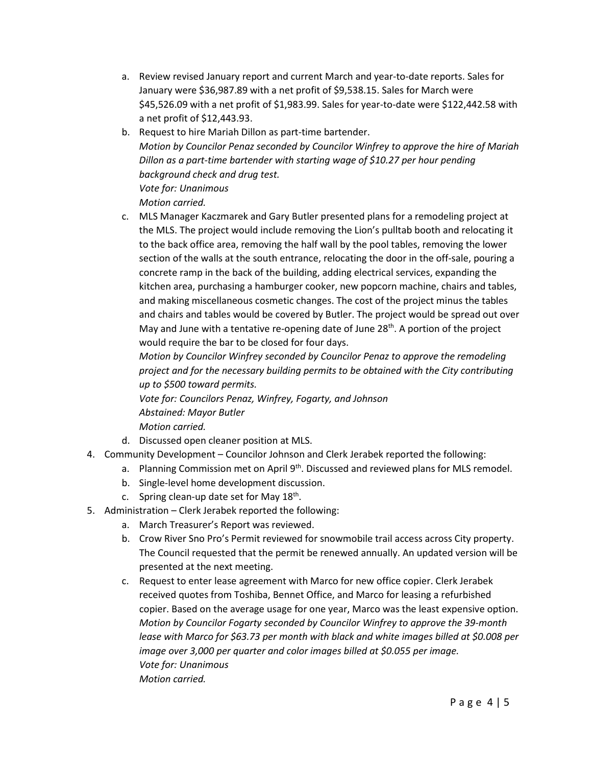a. Review revised January report and current March and year-to-date reports. Sales for January were $36,987.89 with a net profit of $9,538.15. Sales for March were $45,526.09 with a net profit of $1,983.99. Sales for year-to-date were $122,442.58 with a net profit of $12,443.93.
   b. Request to hire Mariah Dillon as part-time bartender.
      *Motion by Councilor Penaz seconded by Councilor Winfrey to approve the hire of Mariah Dillon as a part-time bartender with starting wage of $10.27 per hour pending background check and drug test.*
      *Vote for: Unanimous*
      *Motion carried.*
   c. MLS Manager Kaczmarek and Gary Butler presented plans for a remodeling project at the MLS. The project would include removing the Lion's pulltab booth and relocating it to the back office area, removing the half wall by the pool tables, removing the lower section of the walls at the south entrance, relocating the door in the off-sale, pouring a concrete ramp in the back of the building, adding electrical services, expanding the kitchen area, purchasing a hamburger cooker, new popcorn machine, chairs and tables, and making miscellaneous cosmetic changes. The cost of the project minus the tables and chairs and tables would be covered by Butler. The project would be spread out over May and June with a tentative re-opening date of June 28th. A portion of the project would require the bar to be closed for four days.
      *Motion by Councilor Winfrey seconded by Councilor Penaz to approve the remodeling project and for the necessary building permits to be obtained with the City contributing up to $500 toward permits.*
      *Vote for: Councilors Penaz, Winfrey, Fogarty, and Johnson*
      *Abstained: Mayor Butler*
      *Motion carried.*
   d. Discussed open cleaner position at MLS.
4. Community Development – Councilor Johnson and Clerk Jerabek reported the following:
   a. Planning Commission met on April 9th. Discussed and reviewed plans for MLS remodel.
   b. Single-level home development discussion.
   c. Spring clean-up date set for May 18th.
5. Administration – Clerk Jerabek reported the following:
   a. March Treasurer's Report was reviewed.
   b. Crow River Sno Pro's Permit reviewed for snowmobile trail access across City property. The Council requested that the permit be renewed annually. An updated version will be presented at the next meeting.
   c. Request to enter lease agreement with Marco for new office copier. Clerk Jerabek received quotes from Toshiba, Bennet Office, and Marco for leasing a refurbished copier. Based on the average usage for one year, Marco was the least expensive option.
      *Motion by Councilor Fogarty seconded by Councilor Winfrey to approve the 39-month lease with Marco for $63.73 per month with black and white images billed at $0.008 per image over 3,000 per quarter and color images billed at $0.055 per image.*
      *Vote for: Unanimous*
      *Motion carried.*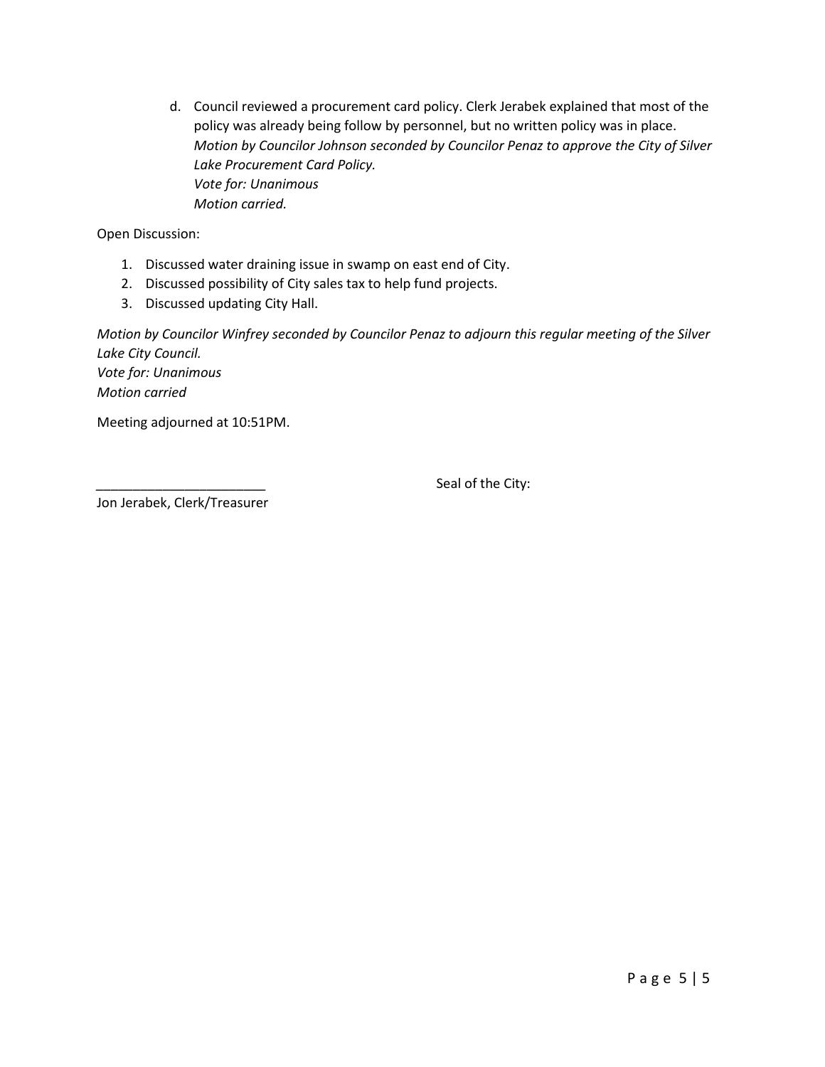d. Council reviewed a procurement card policy. Clerk Jerabek explained that most of the policy was already being follow by personnel, but no written policy was in place.
   *Motion by Councilor Johnson seconded by Councilor Penaz to approve the City of Silver Lake Procurement Card Policy.*
   *Vote for: Unanimous*
   *Motion carried.*

Open Discussion:

1. Discussed water draining issue in swamp on east end of City.
2. Discussed possibility of City sales tax to help fund projects.
3. Discussed updating City Hall.

*Motion by Councilor Winfrey seconded by Councilor Penaz to adjourn this regular meeting of the Silver Lake City Council.*
*Vote for: Unanimous*
*Motion carried*

Meeting adjourned at 10:51PM.

______________________ Seal of the City:

Jon Jerabek, Clerk/Treasurer